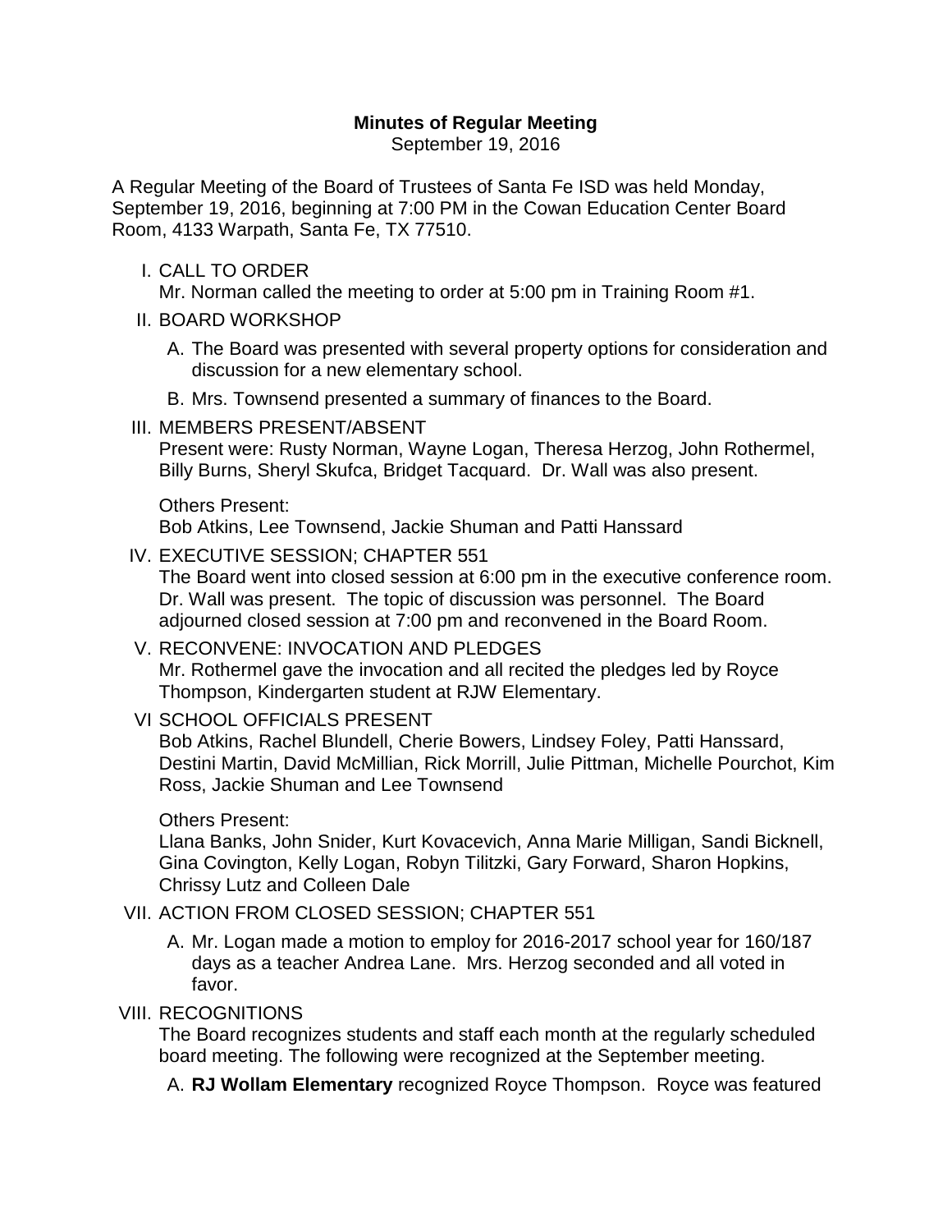**Minutes of Regular Meeting**
September 19, 2016

A Regular Meeting of the Board of Trustees of Santa Fe ISD was held Monday, September 19, 2016, beginning at 7:00 PM in the Cowan Education Center Board Room, 4133 Warpath, Santa Fe, TX 77510.

I. CALL TO ORDER
Mr. Norman called the meeting to order at 5:00 pm in Training Room #1.

II. BOARD WORKSHOP
   A. The Board was presented with several property options for consideration and discussion for a new elementary school.
   B. Mrs. Townsend presented a summary of finances to the Board.

III. MEMBERS PRESENT/ABSENT
Present were: Rusty Norman, Wayne Logan, Theresa Herzog, John Rothermel, Billy Burns, Sheryl Skufca, Bridget Tacquard. Dr. Wall was also present.

Others Present:
Bob Atkins, Lee Townsend, Jackie Shuman and Patti Hanssard

IV. EXECUTIVE SESSION; CHAPTER 551
The Board went into closed session at 6:00 pm in the executive conference room. Dr. Wall was present. The topic of discussion was personnel. The Board adjourned closed session at 7:00 pm and reconvened in the Board Room.

V. RECONVENE: INVOCATION AND PLEDGES
Mr. Rothermel gave the invocation and all recited the pledges led by Royce Thompson, Kindergarten student at RJW Elementary.

VI SCHOOL OFFICIALS PRESENT
Bob Atkins, Rachel Blundell, Cherie Bowers, Lindsey Foley, Patti Hanssard, Destini Martin, David McMillian, Rick Morrill, Julie Pittman, Michelle Pourchot, Kim Ross, Jackie Shuman and Lee Townsend

Others Present:
Llana Banks, John Snider, Kurt Kovacevich, Anna Marie Milligan, Sandi Bicknell, Gina Covington, Kelly Logan, Robyn Tilitzki, Gary Forward, Sharon Hopkins, Chrissy Lutz and Colleen Dale

VII. ACTION FROM CLOSED SESSION; CHAPTER 551
   A. Mr. Logan made a motion to employ for 2016-2017 school year for 160/187 days as a teacher Andrea Lane. Mrs. Herzog seconded and all voted in favor.

VIII. RECOGNITIONS
The Board recognizes students and staff each month at the regularly scheduled board meeting. The following were recognized at the September meeting.
   A. **RJ Wollam Elementary** recognized Royce Thompson. Royce was featured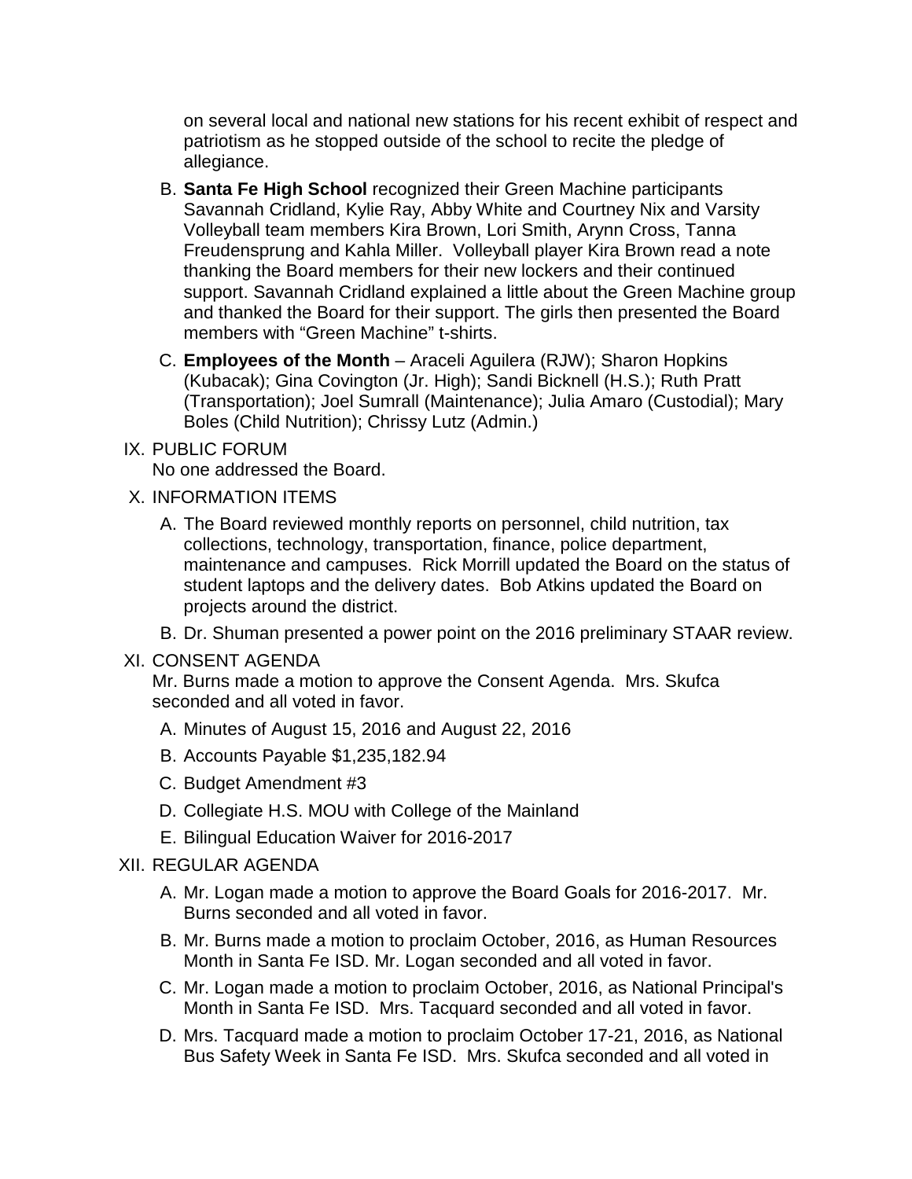on several local and national new stations for his recent exhibit of respect and patriotism as he stopped outside of the school to recite the pledge of allegiance.

B. **Santa Fe High School** recognized their Green Machine participants Savannah Cridland, Kylie Ray, Abby White and Courtney Nix and Varsity Volleyball team members Kira Brown, Lori Smith, Arynn Cross, Tanna Freudensprung and Kahla Miller. Volleyball player Kira Brown read a note thanking the Board members for their new lockers and their continued support. Savannah Cridland explained a little about the Green Machine group and thanked the Board for their support. The girls then presented the Board members with "Green Machine" t-shirts.

C. **Employees of the Month** – Araceli Aguilera (RJW); Sharon Hopkins (Kubacak); Gina Covington (Jr. High); Sandi Bicknell (H.S.); Ruth Pratt (Transportation); Joel Sumrall (Maintenance); Julia Amaro (Custodial); Mary Boles (Child Nutrition); Chrissy Lutz (Admin.)

IX. PUBLIC FORUM
No one addressed the Board.

X. INFORMATION ITEMS

A. The Board reviewed monthly reports on personnel, child nutrition, tax collections, technology, transportation, finance, police department, maintenance and campuses. Rick Morrill updated the Board on the status of student laptops and the delivery dates. Bob Atkins updated the Board on projects around the district.

B. Dr. Shuman presented a power point on the 2016 preliminary STAAR review.

XI. CONSENT AGENDA
Mr. Burns made a motion to approve the Consent Agenda. Mrs. Skufca seconded and all voted in favor.

A. Minutes of August 15, 2016 and August 22, 2016
B. Accounts Payable $1,235,182.94
C. Budget Amendment #3
D. Collegiate H.S. MOU with College of the Mainland
E. Bilingual Education Waiver for 2016-2017

XII. REGULAR AGENDA

A. Mr. Logan made a motion to approve the Board Goals for 2016-2017. Mr. Burns seconded and all voted in favor.

B. Mr. Burns made a motion to proclaim October, 2016, as Human Resources Month in Santa Fe ISD. Mr. Logan seconded and all voted in favor.

C. Mr. Logan made a motion to proclaim October, 2016, as National Principal's Month in Santa Fe ISD. Mrs. Tacquard seconded and all voted in favor.

D. Mrs. Tacquard made a motion to proclaim October 17-21, 2016, as National Bus Safety Week in Santa Fe ISD. Mrs. Skufca seconded and all voted in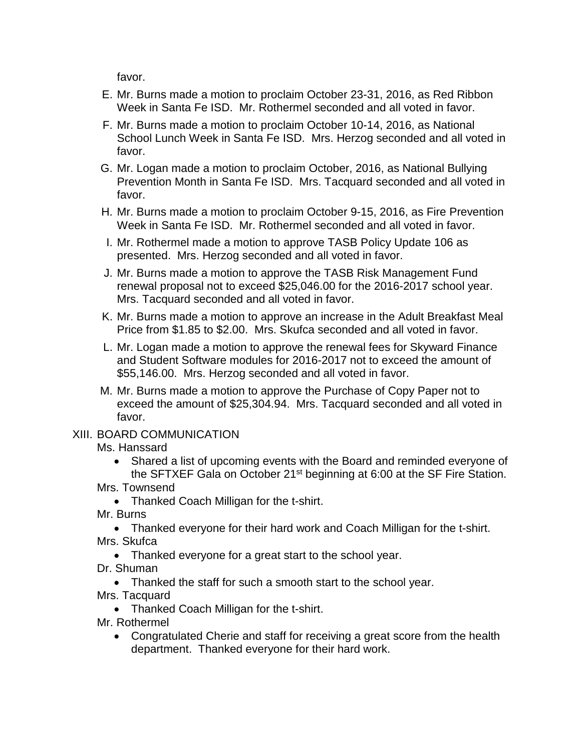favor.

E. Mr. Burns made a motion to proclaim October 23-31, 2016, as Red Ribbon Week in Santa Fe ISD. Mr. Rothermel seconded and all voted in favor.

F. Mr. Burns made a motion to proclaim October 10-14, 2016, as National School Lunch Week in Santa Fe ISD. Mrs. Herzog seconded and all voted in favor.

G. Mr. Logan made a motion to proclaim October, 2016, as National Bullying Prevention Month in Santa Fe ISD. Mrs. Tacquard seconded and all voted in favor.

H. Mr. Burns made a motion to proclaim October 9-15, 2016, as Fire Prevention Week in Santa Fe ISD. Mr. Rothermel seconded and all voted in favor.

I. Mr. Rothermel made a motion to approve TASB Policy Update 106 as presented. Mrs. Herzog seconded and all voted in favor.

J. Mr. Burns made a motion to approve the TASB Risk Management Fund renewal proposal not to exceed $25,046.00 for the 2016-2017 school year. Mrs. Tacquard seconded and all voted in favor.

K. Mr. Burns made a motion to approve an increase in the Adult Breakfast Meal Price from $1.85 to $2.00. Mrs. Skufca seconded and all voted in favor.

L. Mr. Logan made a motion to approve the renewal fees for Skyward Finance and Student Software modules for 2016-2017 not to exceed the amount of $55,146.00. Mrs. Herzog seconded and all voted in favor.

M. Mr. Burns made a motion to approve the Purchase of Copy Paper not to exceed the amount of $25,304.94. Mrs. Tacquard seconded and all voted in favor.

XIII. BOARD COMMUNICATION

Ms. Hanssard

- Shared a list of upcoming events with the Board and reminded everyone of the SFTXEF Gala on October 21st beginning at 6:00 at the SF Fire Station.

Mrs. Townsend

- Thanked Coach Milligan for the t-shirt.

Mr. Burns

- Thanked everyone for their hard work and Coach Milligan for the t-shirt.

Mrs. Skufca

- Thanked everyone for a great start to the school year.

Dr. Shuman

- Thanked the staff for such a smooth start to the school year.

Mrs. Tacquard

- Thanked Coach Milligan for the t-shirt.

Mr. Rothermel

- Congratulated Cherie and staff for receiving a great score from the health department. Thanked everyone for their hard work.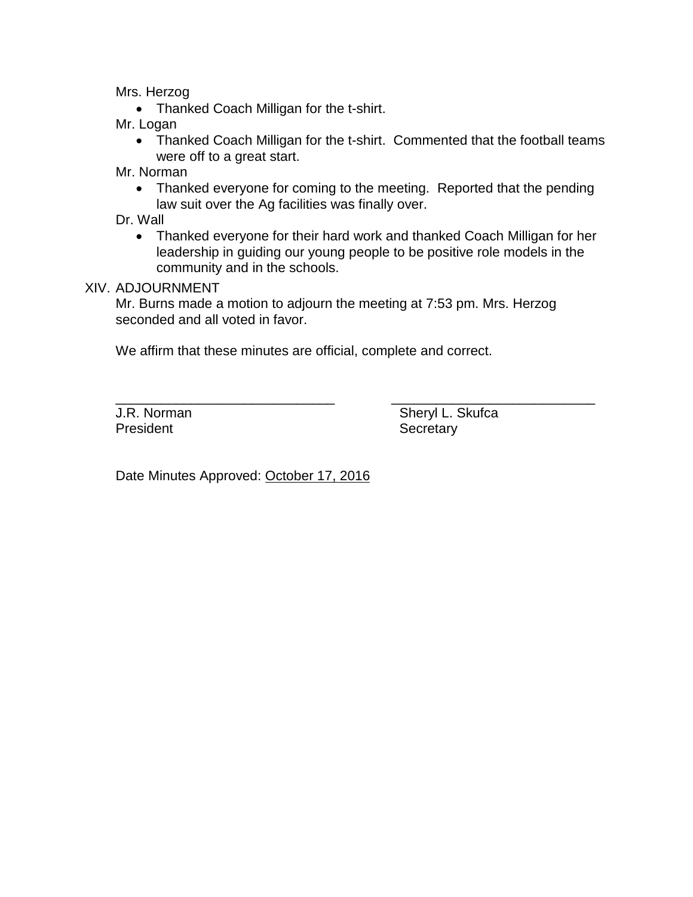Mrs. Herzog

- Thanked Coach Milligan for the t-shirt.

Mr. Logan

- Thanked Coach Milligan for the t-shirt. Commented that the football teams were off to a great start.

Mr. Norman

- Thanked everyone for coming to the meeting. Reported that the pending law suit over the Ag facilities was finally over.

Dr. Wall

- Thanked everyone for their hard work and thanked Coach Milligan for her leadership in guiding our young people to be positive role models in the community and in the schools.

XIV. ADJOURNMENT

Mr. Burns made a motion to adjourn the meeting at 7:53 pm. Mrs. Herzog seconded and all voted in favor.

We affirm that these minutes are official, complete and correct.

_____________________________ _____________________________

J.R. Norman, President

Sheryl L. Skufca, Secretary

Date Minutes Approved: October 17, 2016